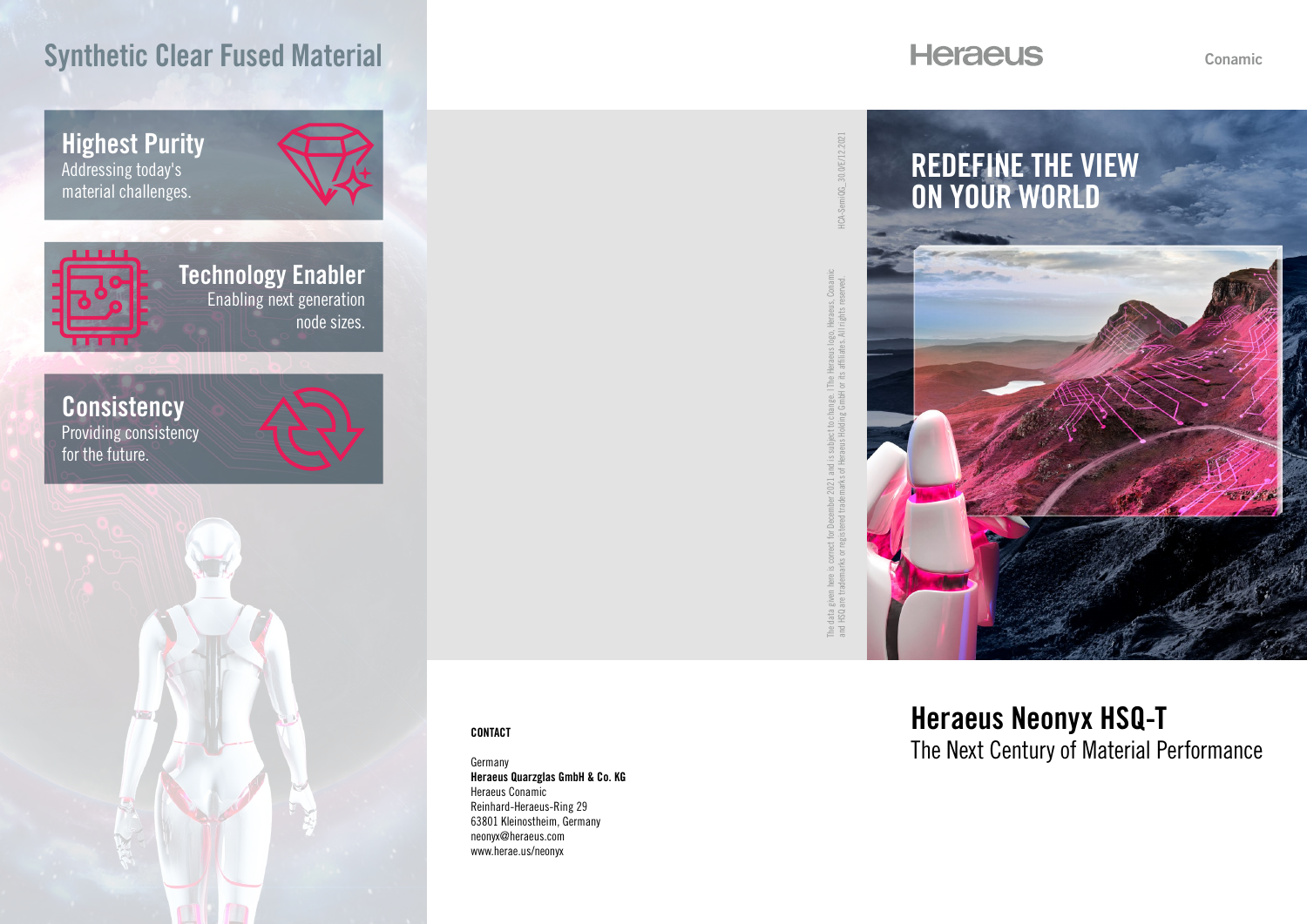# Synthetic Clear Fused Material

## Highest Purity

Addressing today's material challenges.

## Technology Enabler

Enabling next generation node sizes.

## Consistency

Providing consistency for the future.

The data given here is correct for December 2021 and is subject to change. | The Heraeus logo, Heraeus, Conamic and HSQ are trademarks or registered trademarks of Heraeus Holding GmbH or its affiliates. All rights reserved.

HCA-Semi/OG_30.0/E/12.2021

**CONTACT**

Germany
**Heraeus Quarzglas GmbH & Co. KG**
Heraeus Conamic
Reinhard-Heraeus-Ring 29
63801 Kleinostheim, Germany
neonyx@heraeus.com
www.herae.us/neonyx

Heraeus

Conamic

## REDEFINE THE VIEW ON YOUR WORLD

# Heraeus Neonyx HSQ-T

The Next Century of Material Performance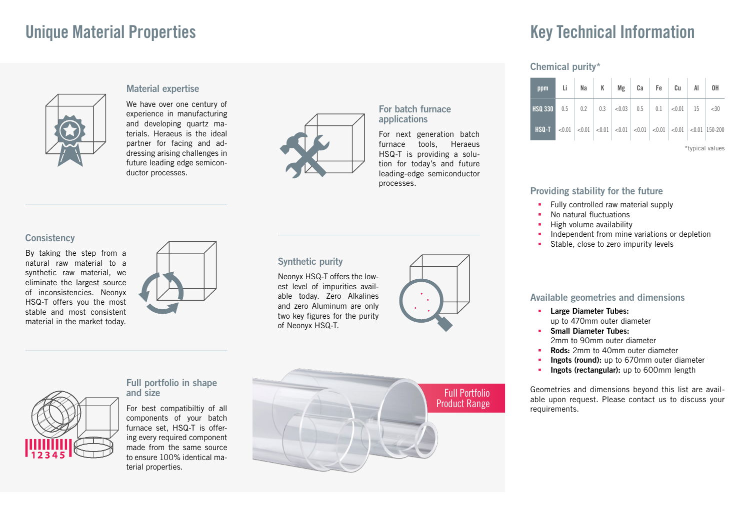# Unique Material Properties

## Material expertise

We have over one century of experience in manufacturing and developing quartz materials. Heraeus is the ideal partner for facing and addressing arising challenges in future leading edge semiconductor processes.

## For batch furnace applications

For next generation batch furnace tools, Heraeus HSQ-T is providing a solution for today's and future leading-edge semiconductor processes.

## Consistency

By taking the step from a natural raw material to a synthetic raw material, we eliminate the largest source of inconsistencies. Neonyx HSQ-T offers you the most stable and most consistent material in the market today.

## Synthetic purity

Neonyx HSQ-T offers the lowest level of impurities available today. Zero Alkalines and zero Aluminum are only two key figures for the purity of Neonyx HSQ-T.

## Full portfolio in shape and size

For best compatibiltiy of all components of your batch furnace set, HSQ-T is offering every required component made from the same source to ensure 100% identical material properties.

Full Portfolio Product Range

# Key Technical Information

## Chemical purity*

| ppm | Li | Na | K | Mg | Ca | Fe | Cu | Al | OH |
|---|---|---|---|---|---|---|---|---|---|
| HSQ 330 | 0.5 | 0.2 | 0.3 | <0.03 | 0.5 | 0.1 | <0.01 | 15 | <30 |
| HSQ-T | <0.01 | <0.01 | <0.01 | <0.01 | <0.01 | <0.01 | <0.01 | <0.01 | 150-200 |

*typical values

## Providing stability for the future

- Fully controlled raw material supply
- No natural fluctuations
- High volume availability
- Independent from mine variations or depletion
- Stable, close to zero impurity levels

## Available geometries and dimensions

- **Large Diameter Tubes:** up to 470mm outer diameter
- **Small Diameter Tubes:** 2mm to 90mm outer diameter
- **Rods:** 2mm to 40mm outer diameter
- **Ingots (round):** up to 670mm outer diameter
- **Ingots (rectangular):** up to 600mm length

Geometries and dimensions beyond this list are available upon request. Please contact us to discuss your requirements.